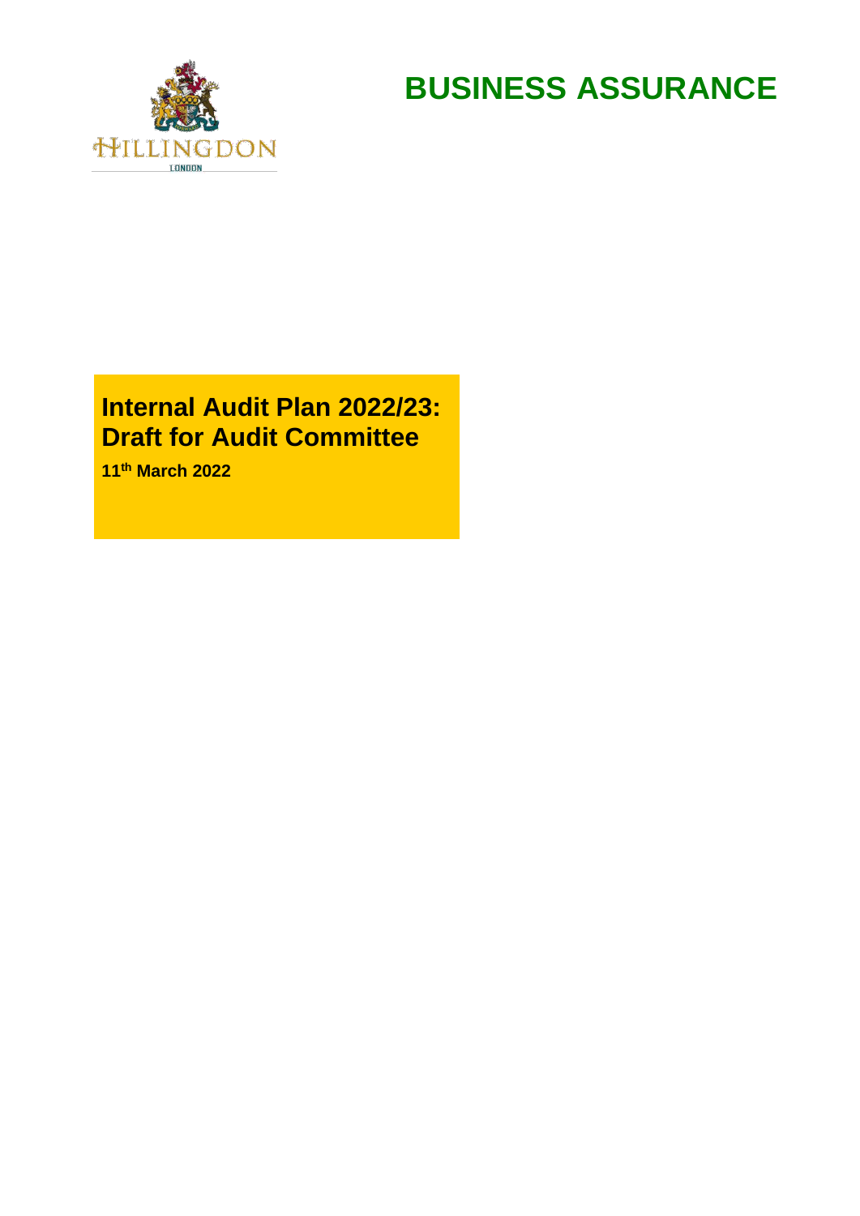HILLINGDON
LONDON

# BUSINESS ASSURANCE

## Internal Audit Plan 2022/23: Draft for Audit Committee

**11th March 2022**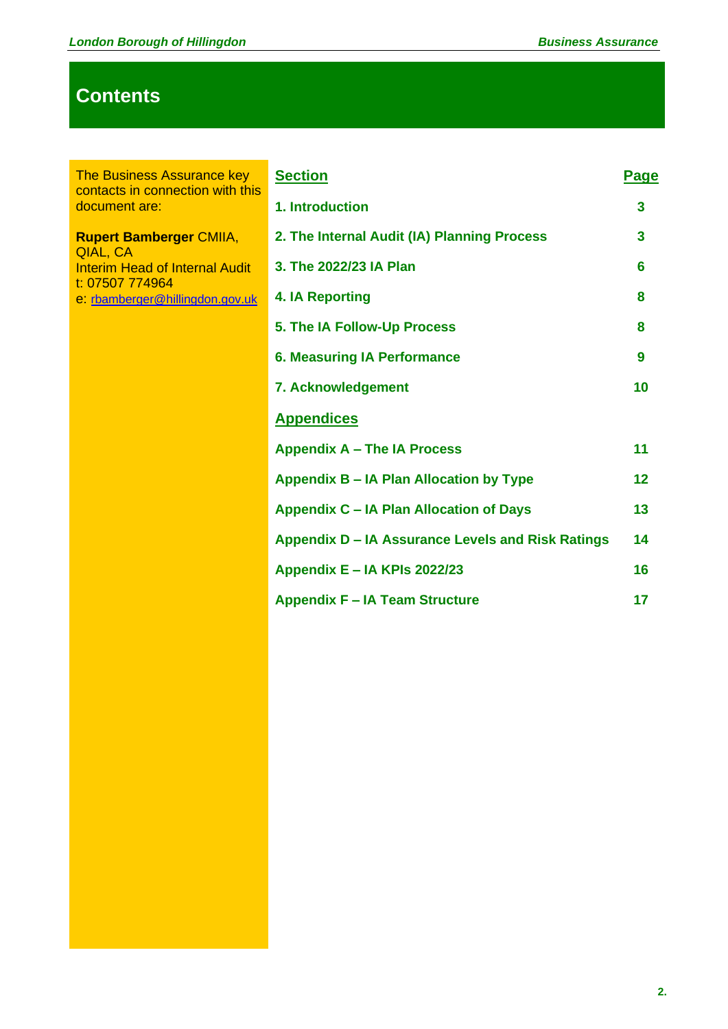# Contents

The Business Assurance key contacts in connection with this document are:

**Rupert Bamberger** CMIIA, QIAL, CA
Interim Head of Internal Audit
t: 07507 774964
e: rbamberger@hillingdon.gov.uk

| Section | Page |
|---|---|
| 1. Introduction | 3 |
| 2. The Internal Audit (IA) Planning Process | 3 |
| 3. The 2022/23 IA Plan | 6 |
| 4. IA Reporting | 8 |
| 5. The IA Follow-Up Process | 8 |
| 6. Measuring IA Performance | 9 |
| 7. Acknowledgement | 10 |
| **Appendices** | |
| Appendix A – The IA Process | 11 |
| Appendix B – IA Plan Allocation by Type | 12 |
| Appendix C – IA Plan Allocation of Days | 13 |
| Appendix D – IA Assurance Levels and Risk Ratings | 14 |
| Appendix E – IA KPIs 2022/23 | 16 |
| Appendix F – IA Team Structure | 17 |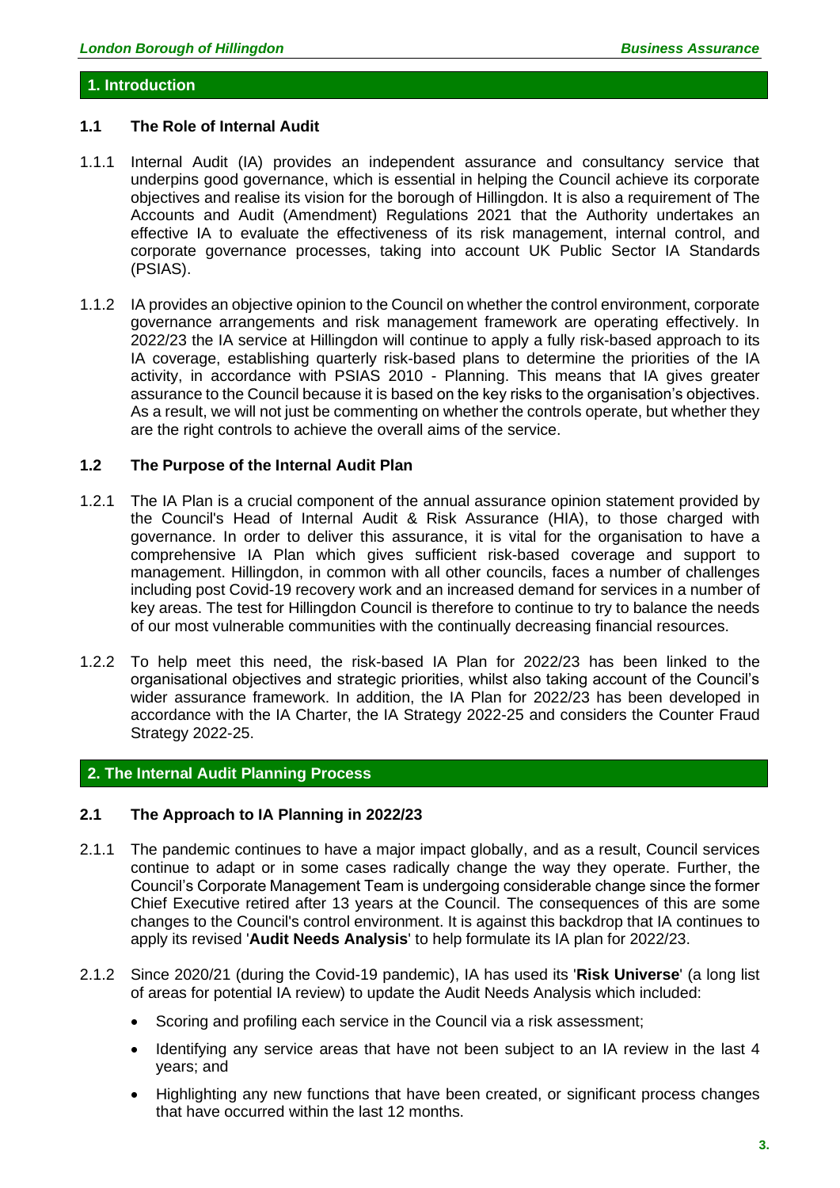## 1. Introduction

### 1.1 The Role of Internal Audit

1.1.1 Internal Audit (IA) provides an independent assurance and consultancy service that underpins good governance, which is essential in helping the Council achieve its corporate objectives and realise its vision for the borough of Hillingdon. It is also a requirement of The Accounts and Audit (Amendment) Regulations 2021 that the Authority undertakes an effective IA to evaluate the effectiveness of its risk management, internal control, and corporate governance processes, taking into account UK Public Sector IA Standards (PSIAS).

1.1.2 IA provides an objective opinion to the Council on whether the control environment, corporate governance arrangements and risk management framework are operating effectively. In 2022/23 the IA service at Hillingdon will continue to apply a fully risk-based approach to its IA coverage, establishing quarterly risk-based plans to determine the priorities of the IA activity, in accordance with PSIAS 2010 - Planning. This means that IA gives greater assurance to the Council because it is based on the key risks to the organisation's objectives. As a result, we will not just be commenting on whether the controls operate, but whether they are the right controls to achieve the overall aims of the service.

### 1.2 The Purpose of the Internal Audit Plan

1.2.1 The IA Plan is a crucial component of the annual assurance opinion statement provided by the Council's Head of Internal Audit & Risk Assurance (HIA), to those charged with governance. In order to deliver this assurance, it is vital for the organisation to have a comprehensive IA Plan which gives sufficient risk-based coverage and support to management. Hillingdon, in common with all other councils, faces a number of challenges including post Covid-19 recovery work and an increased demand for services in a number of key areas. The test for Hillingdon Council is therefore to continue to try to balance the needs of our most vulnerable communities with the continually decreasing financial resources.

1.2.2 To help meet this need, the risk-based IA Plan for 2022/23 has been linked to the organisational objectives and strategic priorities, whilst also taking account of the Council's wider assurance framework. In addition, the IA Plan for 2022/23 has been developed in accordance with the IA Charter, the IA Strategy 2022-25 and considers the Counter Fraud Strategy 2022-25.

## 2. The Internal Audit Planning Process

### 2.1 The Approach to IA Planning in 2022/23

2.1.1 The pandemic continues to have a major impact globally, and as a result, Council services continue to adapt or in some cases radically change the way they operate. Further, the Council's Corporate Management Team is undergoing considerable change since the former Chief Executive retired after 13 years at the Council. The consequences of this are some changes to the Council's control environment. It is against this backdrop that IA continues to apply its revised '**Audit Needs Analysis**' to help formulate its IA plan for 2022/23.

2.1.2 Since 2020/21 (during the Covid-19 pandemic), IA has used its '**Risk Universe**' (a long list of areas for potential IA review) to update the Audit Needs Analysis which included:

- Scoring and profiling each service in the Council via a risk assessment;
- Identifying any service areas that have not been subject to an IA review in the last 4 years; and
- Highlighting any new functions that have been created, or significant process changes that have occurred within the last 12 months.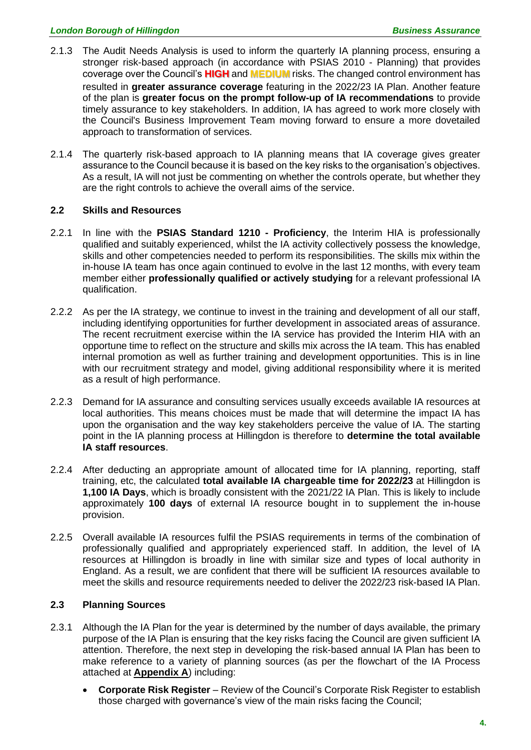2.1.3 The Audit Needs Analysis is used to inform the quarterly IA planning process, ensuring a stronger risk-based approach (in accordance with PSIAS 2010 - Planning) that provides coverage over the Council's **HIGH** and **MEDIUM** risks. The changed control environment has resulted in **greater assurance coverage** featuring in the 2022/23 IA Plan. Another feature of the plan is **greater focus on the prompt follow-up of IA recommendations** to provide timely assurance to key stakeholders. In addition, IA has agreed to work more closely with the Council's Business Improvement Team moving forward to ensure a more dovetailed approach to transformation of services.

2.1.4 The quarterly risk-based approach to IA planning means that IA coverage gives greater assurance to the Council because it is based on the key risks to the organisation's objectives. As a result, IA will not just be commenting on whether the controls operate, but whether they are the right controls to achieve the overall aims of the service.

## 2.2 Skills and Resources

2.2.1 In line with the **PSIAS Standard 1210 - Proficiency**, the Interim HIA is professionally qualified and suitably experienced, whilst the IA activity collectively possess the knowledge, skills and other competencies needed to perform its responsibilities. The skills mix within the in-house IA team has once again continued to evolve in the last 12 months, with every team member either **professionally qualified or actively studying** for a relevant professional IA qualification.

2.2.2 As per the IA strategy, we continue to invest in the training and development of all our staff, including identifying opportunities for further development in associated areas of assurance. The recent recruitment exercise within the IA service has provided the Interim HIA with an opportune time to reflect on the structure and skills mix across the IA team. This has enabled internal promotion as well as further training and development opportunities. This is in line with our recruitment strategy and model, giving additional responsibility where it is merited as a result of high performance.

2.2.3 Demand for IA assurance and consulting services usually exceeds available IA resources at local authorities. This means choices must be made that will determine the impact IA has upon the organisation and the way key stakeholders perceive the value of IA. The starting point in the IA planning process at Hillingdon is therefore to **determine the total available IA staff resources**.

2.2.4 After deducting an appropriate amount of allocated time for IA planning, reporting, staff training, etc, the calculated **total available IA chargeable time for 2022/23** at Hillingdon is **1,100 IA Days**, which is broadly consistent with the 2021/22 IA Plan. This is likely to include approximately **100 days** of external IA resource bought in to supplement the in-house provision.

2.2.5 Overall available IA resources fulfil the PSIAS requirements in terms of the combination of professionally qualified and appropriately experienced staff. In addition, the level of IA resources at Hillingdon is broadly in line with similar size and types of local authority in England. As a result, we are confident that there will be sufficient IA resources available to meet the skills and resource requirements needed to deliver the 2022/23 risk-based IA Plan.

## 2.3 Planning Sources

2.3.1 Although the IA Plan for the year is determined by the number of days available, the primary purpose of the IA Plan is ensuring that the key risks facing the Council are given sufficient IA attention. Therefore, the next step in developing the risk-based annual IA Plan has been to make reference to a variety of planning sources (as per the flowchart of the IA Process attached at **Appendix A**) including:

- **Corporate Risk Register** – Review of the Council's Corporate Risk Register to establish those charged with governance's view of the main risks facing the Council;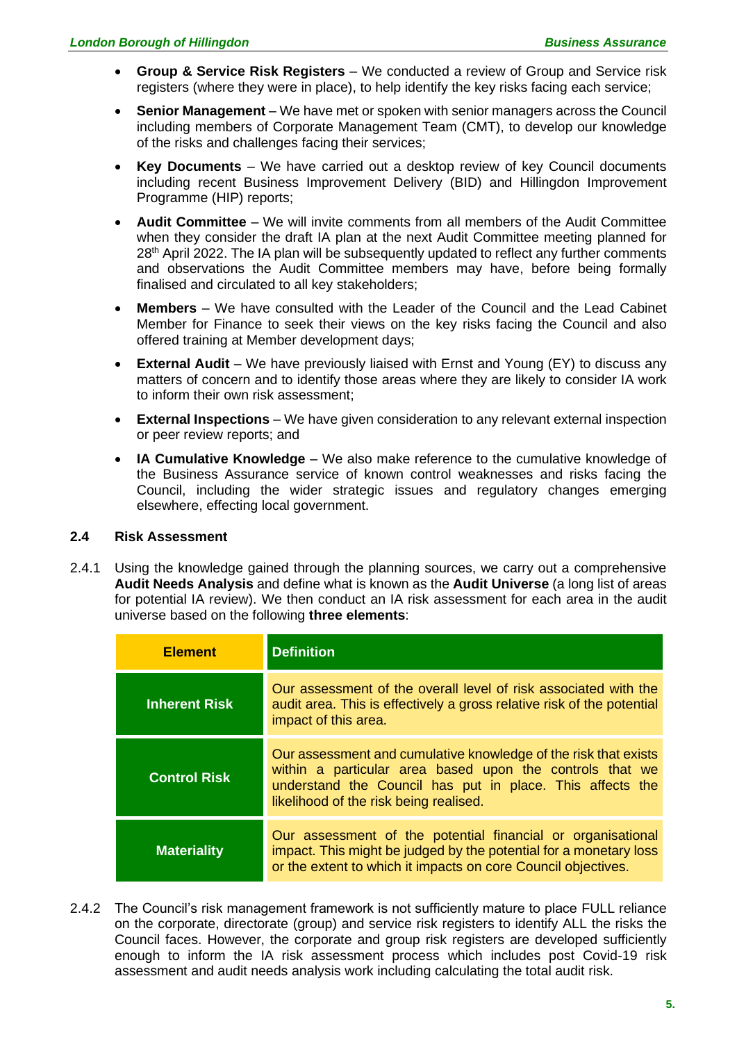- **Group & Service Risk Registers** – We conducted a review of Group and Service risk registers (where they were in place), to help identify the key risks facing each service;
- **Senior Management** – We have met or spoken with senior managers across the Council including members of Corporate Management Team (CMT), to develop our knowledge of the risks and challenges facing their services;
- **Key Documents** – We have carried out a desktop review of key Council documents including recent Business Improvement Delivery (BID) and Hillingdon Improvement Programme (HIP) reports;
- **Audit Committee** – We will invite comments from all members of the Audit Committee when they consider the draft IA plan at the next Audit Committee meeting planned for 28th April 2022. The IA plan will be subsequently updated to reflect any further comments and observations the Audit Committee members may have, before being formally finalised and circulated to all key stakeholders;
- **Members** – We have consulted with the Leader of the Council and the Lead Cabinet Member for Finance to seek their views on the key risks facing the Council and also offered training at Member development days;
- **External Audit** – We have previously liaised with Ernst and Young (EY) to discuss any matters of concern and to identify those areas where they are likely to consider IA work to inform their own risk assessment;
- **External Inspections** – We have given consideration to any relevant external inspection or peer review reports; and
- **IA Cumulative Knowledge** – We also make reference to the cumulative knowledge of the Business Assurance service of known control weaknesses and risks facing the Council, including the wider strategic issues and regulatory changes emerging elsewhere, effecting local government.

## 2.4 Risk Assessment

2.4.1 Using the knowledge gained through the planning sources, we carry out a comprehensive **Audit Needs Analysis** and define what is known as the **Audit Universe** (a long list of areas for potential IA review). We then conduct an IA risk assessment for each area in the audit universe based on the following **three elements**:

| Element | Definition |
|---|---|
| **Inherent Risk** | Our assessment of the overall level of risk associated with the audit area. This is effectively a gross relative risk of the potential impact of this area. |
| **Control Risk** | Our assessment and cumulative knowledge of the risk that exists within a particular area based upon the controls that we understand the Council has put in place. This affects the likelihood of the risk being realised. |
| **Materiality** | Our assessment of the potential financial or organisational impact. This might be judged by the potential for a monetary loss or the extent to which it impacts on core Council objectives. |

2.4.2 The Council's risk management framework is not sufficiently mature to place FULL reliance on the corporate, directorate (group) and service risk registers to identify ALL the risks the Council faces. However, the corporate and group risk registers are developed sufficiently enough to inform the IA risk assessment process which includes post Covid-19 risk assessment and audit needs analysis work including calculating the total audit risk.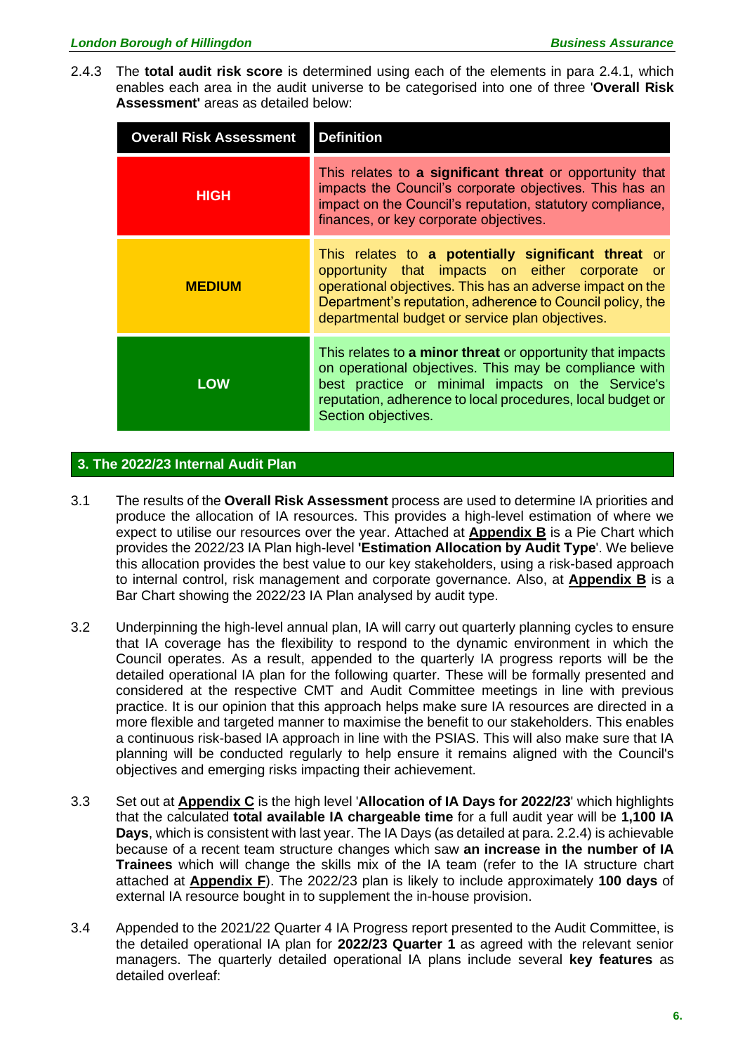2.4.3 The **total audit risk score** is determined using each of the elements in para 2.4.1, which enables each area in the audit universe to be categorised into one of three '**Overall Risk Assessment'** areas as detailed below:

| Overall Risk Assessment | Definition |
|---|---|
| **HIGH** | This relates to **a significant threat** or opportunity that impacts the Council's corporate objectives. This has an impact on the Council's reputation, statutory compliance, finances, or key corporate objectives. |
| **MEDIUM** | This relates to **a potentially significant threat** or opportunity that impacts on either corporate or operational objectives. This has an adverse impact on the Department's reputation, adherence to Council policy, the departmental budget or service plan objectives. |
| **LOW** | This relates to **a minor threat** or opportunity that impacts on operational objectives. This may be compliance with best practice or minimal impacts on the Service's reputation, adherence to local procedures, local budget or Section objectives. |

## 3. The 2022/23 Internal Audit Plan

3.1 The results of the **Overall Risk Assessment** process are used to determine IA priorities and produce the allocation of IA resources. This provides a high-level estimation of where we expect to utilise our resources over the year. Attached at **Appendix B** is a Pie Chart which provides the 2022/23 IA Plan high-level **'Estimation Allocation by Audit Type**'. We believe this allocation provides the best value to our key stakeholders, using a risk-based approach to internal control, risk management and corporate governance. Also, at **Appendix B** is a Bar Chart showing the 2022/23 IA Plan analysed by audit type.

3.2 Underpinning the high-level annual plan, IA will carry out quarterly planning cycles to ensure that IA coverage has the flexibility to respond to the dynamic environment in which the Council operates. As a result, appended to the quarterly IA progress reports will be the detailed operational IA plan for the following quarter. These will be formally presented and considered at the respective CMT and Audit Committee meetings in line with previous practice. It is our opinion that this approach helps make sure IA resources are directed in a more flexible and targeted manner to maximise the benefit to our stakeholders. This enables a continuous risk-based IA approach in line with the PSIAS. This will also make sure that IA planning will be conducted regularly to help ensure it remains aligned with the Council's objectives and emerging risks impacting their achievement.

3.3 Set out at **Appendix C** is the high level '**Allocation of IA Days for 2022/23**' which highlights that the calculated **total available IA chargeable time** for a full audit year will be **1,100 IA Days**, which is consistent with last year. The IA Days (as detailed at para. 2.2.4) is achievable because of a recent team structure changes which saw **an increase in the number of IA Trainees** which will change the skills mix of the IA team (refer to the IA structure chart attached at **Appendix F**). The 2022/23 plan is likely to include approximately **100 days** of external IA resource bought in to supplement the in-house provision.

3.4 Appended to the 2021/22 Quarter 4 IA Progress report presented to the Audit Committee, is the detailed operational IA plan for **2022/23 Quarter 1** as agreed with the relevant senior managers. The quarterly detailed operational IA plans include several **key features** as detailed overleaf: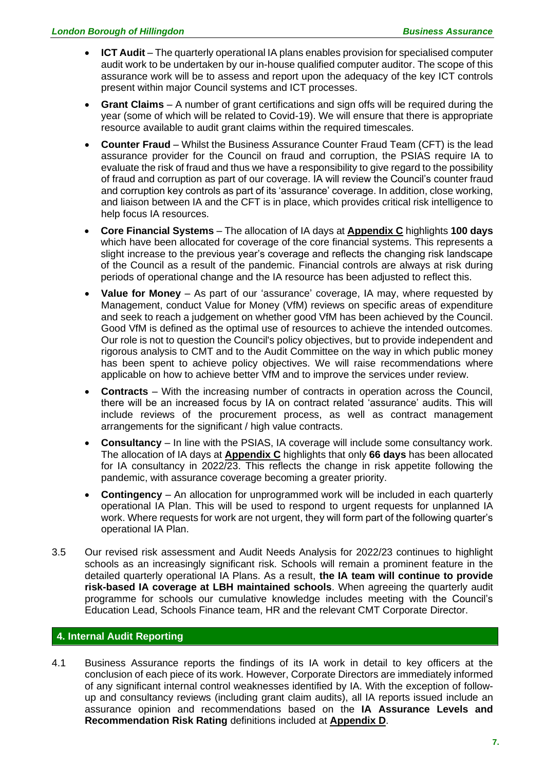- **ICT Audit** – The quarterly operational IA plans enables provision for specialised computer audit work to be undertaken by our in-house qualified computer auditor. The scope of this assurance work will be to assess and report upon the adequacy of the key ICT controls present within major Council systems and ICT processes.
- **Grant Claims** – A number of grant certifications and sign offs will be required during the year (some of which will be related to Covid-19). We will ensure that there is appropriate resource available to audit grant claims within the required timescales.
- **Counter Fraud** – Whilst the Business Assurance Counter Fraud Team (CFT) is the lead assurance provider for the Council on fraud and corruption, the PSIAS require IA to evaluate the risk of fraud and thus we have a responsibility to give regard to the possibility of fraud and corruption as part of our coverage. IA will review the Council's counter fraud and corruption key controls as part of its 'assurance' coverage. In addition, close working, and liaison between IA and the CFT is in place, which provides critical risk intelligence to help focus IA resources.
- **Core Financial Systems** – The allocation of IA days at **Appendix C** highlights **100 days** which have been allocated for coverage of the core financial systems. This represents a slight increase to the previous year's coverage and reflects the changing risk landscape of the Council as a result of the pandemic. Financial controls are always at risk during periods of operational change and the IA resource has been adjusted to reflect this.
- **Value for Money** – As part of our 'assurance' coverage, IA may, where requested by Management, conduct Value for Money (VfM) reviews on specific areas of expenditure and seek to reach a judgement on whether good VfM has been achieved by the Council. Good VfM is defined as the optimal use of resources to achieve the intended outcomes. Our role is not to question the Council's policy objectives, but to provide independent and rigorous analysis to CMT and to the Audit Committee on the way in which public money has been spent to achieve policy objectives. We will raise recommendations where applicable on how to achieve better VfM and to improve the services under review.
- **Contracts** – With the increasing number of contracts in operation across the Council, there will be an increased focus by IA on contract related 'assurance' audits. This will include reviews of the procurement process, as well as contract management arrangements for the significant / high value contracts.
- **Consultancy** – In line with the PSIAS, IA coverage will include some consultancy work. The allocation of IA days at **Appendix C** highlights that only **66 days** has been allocated for IA consultancy in 2022/23. This reflects the change in risk appetite following the pandemic, with assurance coverage becoming a greater priority.
- **Contingency** – An allocation for unprogrammed work will be included in each quarterly operational IA Plan. This will be used to respond to urgent requests for unplanned IA work. Where requests for work are not urgent, they will form part of the following quarter's operational IA Plan.

3.5 Our revised risk assessment and Audit Needs Analysis for 2022/23 continues to highlight schools as an increasingly significant risk. Schools will remain a prominent feature in the detailed quarterly operational IA Plans. As a result, **the IA team will continue to provide risk-based IA coverage at LBH maintained schools**. When agreeing the quarterly audit programme for schools our cumulative knowledge includes meeting with the Council's Education Lead, Schools Finance team, HR and the relevant CMT Corporate Director.

## 4. Internal Audit Reporting

4.1 Business Assurance reports the findings of its IA work in detail to key officers at the conclusion of each piece of its work. However, Corporate Directors are immediately informed of any significant internal control weaknesses identified by IA. With the exception of follow-up and consultancy reviews (including grant claim audits), all IA reports issued include an assurance opinion and recommendations based on the **IA Assurance Levels and Recommendation Risk Rating** definitions included at **Appendix D**.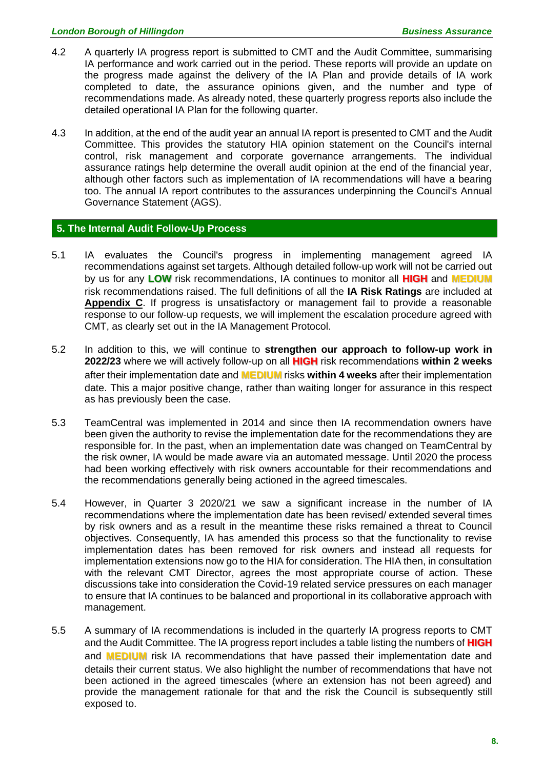4.2 A quarterly IA progress report is submitted to CMT and the Audit Committee, summarising IA performance and work carried out in the period. These reports will provide an update on the progress made against the delivery of the IA Plan and provide details of IA work completed to date, the assurance opinions given, and the number and type of recommendations made. As already noted, these quarterly progress reports also include the detailed operational IA Plan for the following quarter.

4.3 In addition, at the end of the audit year an annual IA report is presented to CMT and the Audit Committee. This provides the statutory HIA opinion statement on the Council's internal control, risk management and corporate governance arrangements. The individual assurance ratings help determine the overall audit opinion at the end of the financial year, although other factors such as implementation of IA recommendations will have a bearing too. The annual IA report contributes to the assurances underpinning the Council's Annual Governance Statement (AGS).

## 5. The Internal Audit Follow-Up Process

5.1 IA evaluates the Council's progress in implementing management agreed IA recommendations against set targets. Although detailed follow-up work will not be carried out by us for any **LOW** risk recommendations, IA continues to monitor all **HIGH** and **MEDIUM** risk recommendations raised. The full definitions of all the **IA Risk Ratings** are included at **Appendix C**. If progress is unsatisfactory or management fail to provide a reasonable response to our follow-up requests, we will implement the escalation procedure agreed with CMT, as clearly set out in the IA Management Protocol.

5.2 In addition to this, we will continue to **strengthen our approach to follow-up work in 2022/23** where we will actively follow-up on all **HIGH** risk recommendations **within 2 weeks** after their implementation date and **MEDIUM** risks **within 4 weeks** after their implementation date. This a major positive change, rather than waiting longer for assurance in this respect as has previously been the case.

5.3 TeamCentral was implemented in 2014 and since then IA recommendation owners have been given the authority to revise the implementation date for the recommendations they are responsible for. In the past, when an implementation date was changed on TeamCentral by the risk owner, IA would be made aware via an automated message. Until 2020 the process had been working effectively with risk owners accountable for their recommendations and the recommendations generally being actioned in the agreed timescales.

5.4 However, in Quarter 3 2020/21 we saw a significant increase in the number of IA recommendations where the implementation date has been revised/ extended several times by risk owners and as a result in the meantime these risks remained a threat to Council objectives. Consequently, IA has amended this process so that the functionality to revise implementation dates has been removed for risk owners and instead all requests for implementation extensions now go to the HIA for consideration. The HIA then, in consultation with the relevant CMT Director, agrees the most appropriate course of action. These discussions take into consideration the Covid-19 related service pressures on each manager to ensure that IA continues to be balanced and proportional in its collaborative approach with management.

5.5 A summary of IA recommendations is included in the quarterly IA progress reports to CMT and the Audit Committee. The IA progress report includes a table listing the numbers of **HIGH** and **MEDIUM** risk IA recommendations that have passed their implementation date and details their current status. We also highlight the number of recommendations that have not been actioned in the agreed timescales (where an extension has not been agreed) and provide the management rationale for that and the risk the Council is subsequently still exposed to.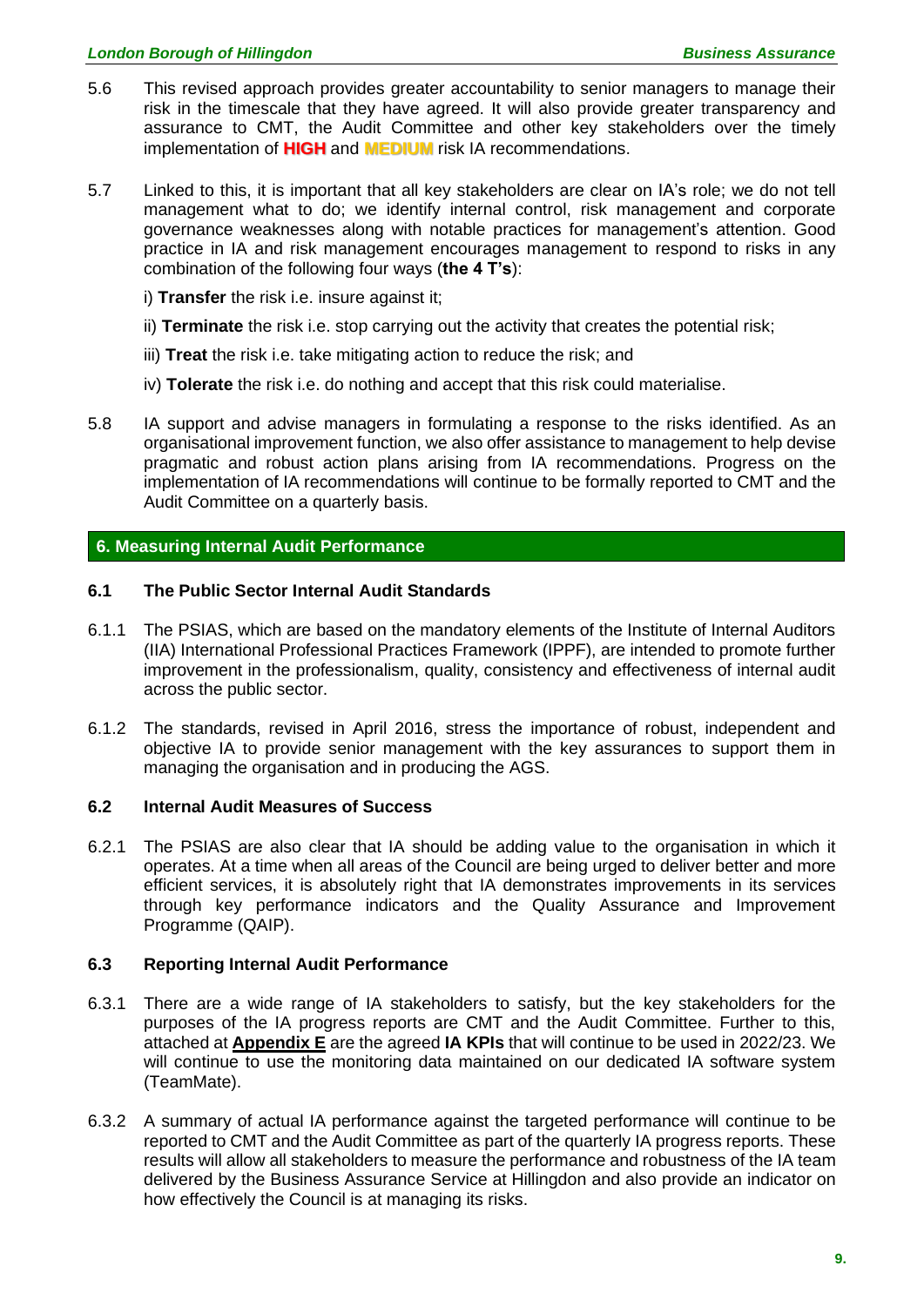5.6 This revised approach provides greater accountability to senior managers to manage their risk in the timescale that they have agreed. It will also provide greater transparency and assurance to CMT, the Audit Committee and other key stakeholders over the timely implementation of **HIGH** and **MEDIUM** risk IA recommendations.

5.7 Linked to this, it is important that all key stakeholders are clear on IA's role; we do not tell management what to do; we identify internal control, risk management and corporate governance weaknesses along with notable practices for management's attention. Good practice in IA and risk management encourages management to respond to risks in any combination of the following four ways (**the 4 T's**):

i) **Transfer** the risk i.e. insure against it;

ii) **Terminate** the risk i.e. stop carrying out the activity that creates the potential risk;

iii) **Treat** the risk i.e. take mitigating action to reduce the risk; and

iv) **Tolerate** the risk i.e. do nothing and accept that this risk could materialise.

5.8 IA support and advise managers in formulating a response to the risks identified. As an organisational improvement function, we also offer assistance to management to help devise pragmatic and robust action plans arising from IA recommendations. Progress on the implementation of IA recommendations will continue to be formally reported to CMT and the Audit Committee on a quarterly basis.

## 6. Measuring Internal Audit Performance

### 6.1 The Public Sector Internal Audit Standards

6.1.1 The PSIAS, which are based on the mandatory elements of the Institute of Internal Auditors (IIA) International Professional Practices Framework (IPPF), are intended to promote further improvement in the professionalism, quality, consistency and effectiveness of internal audit across the public sector.

6.1.2 The standards, revised in April 2016, stress the importance of robust, independent and objective IA to provide senior management with the key assurances to support them in managing the organisation and in producing the AGS.

### 6.2 Internal Audit Measures of Success

6.2.1 The PSIAS are also clear that IA should be adding value to the organisation in which it operates. At a time when all areas of the Council are being urged to deliver better and more efficient services, it is absolutely right that IA demonstrates improvements in its services through key performance indicators and the Quality Assurance and Improvement Programme (QAIP).

### 6.3 Reporting Internal Audit Performance

6.3.1 There are a wide range of IA stakeholders to satisfy, but the key stakeholders for the purposes of the IA progress reports are CMT and the Audit Committee. Further to this, attached at **Appendix E** are the agreed **IA KPIs** that will continue to be used in 2022/23. We will continue to use the monitoring data maintained on our dedicated IA software system (TeamMate).

6.3.2 A summary of actual IA performance against the targeted performance will continue to be reported to CMT and the Audit Committee as part of the quarterly IA progress reports. These results will allow all stakeholders to measure the performance and robustness of the IA team delivered by the Business Assurance Service at Hillingdon and also provide an indicator on how effectively the Council is at managing its risks.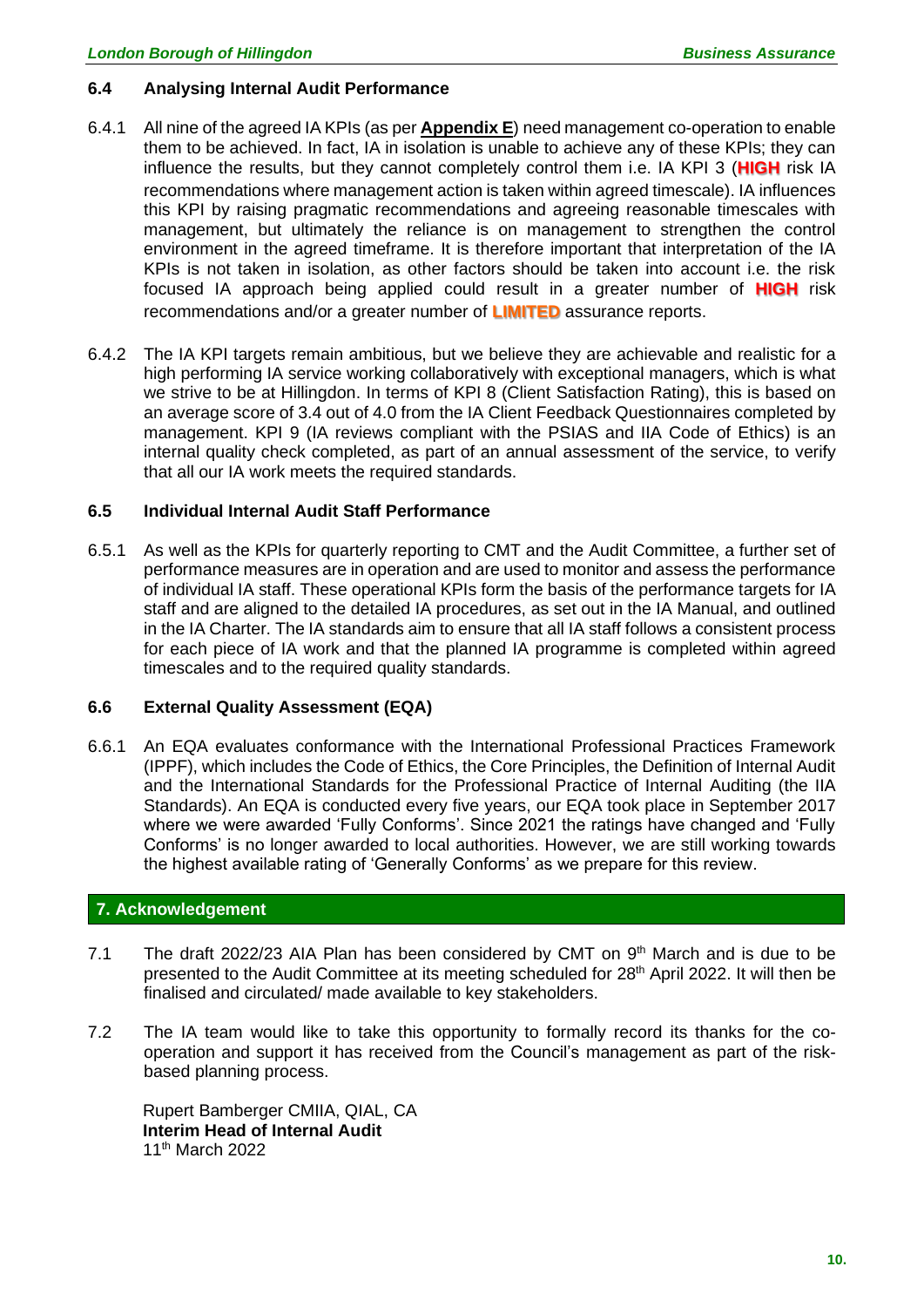### 6.4 Analysing Internal Audit Performance

6.4.1 All nine of the agreed IA KPIs (as per **Appendix E**) need management co-operation to enable them to be achieved. In fact, IA in isolation is unable to achieve any of these KPIs; they can influence the results, but they cannot completely control them i.e. IA KPI 3 (**HIGH** risk IA recommendations where management action is taken within agreed timescale). IA influences this KPI by raising pragmatic recommendations and agreeing reasonable timescales with management, but ultimately the reliance is on management to strengthen the control environment in the agreed timeframe. It is therefore important that interpretation of the IA KPIs is not taken in isolation, as other factors should be taken into account i.e. the risk focused IA approach being applied could result in a greater number of **HIGH** risk recommendations and/or a greater number of **LIMITED** assurance reports.

6.4.2 The IA KPI targets remain ambitious, but we believe they are achievable and realistic for a high performing IA service working collaboratively with exceptional managers, which is what we strive to be at Hillingdon. In terms of KPI 8 (Client Satisfaction Rating), this is based on an average score of 3.4 out of 4.0 from the IA Client Feedback Questionnaires completed by management. KPI 9 (IA reviews compliant with the PSIAS and IIA Code of Ethics) is an internal quality check completed, as part of an annual assessment of the service, to verify that all our IA work meets the required standards.

### 6.5 Individual Internal Audit Staff Performance

6.5.1 As well as the KPIs for quarterly reporting to CMT and the Audit Committee, a further set of performance measures are in operation and are used to monitor and assess the performance of individual IA staff. These operational KPIs form the basis of the performance targets for IA staff and are aligned to the detailed IA procedures, as set out in the IA Manual, and outlined in the IA Charter. The IA standards aim to ensure that all IA staff follows a consistent process for each piece of IA work and that the planned IA programme is completed within agreed timescales and to the required quality standards.

### 6.6 External Quality Assessment (EQA)

6.6.1 An EQA evaluates conformance with the International Professional Practices Framework (IPPF), which includes the Code of Ethics, the Core Principles, the Definition of Internal Audit and the International Standards for the Professional Practice of Internal Auditing (the IIA Standards). An EQA is conducted every five years, our EQA took place in September 2017 where we were awarded 'Fully Conforms'. Since 2021 the ratings have changed and 'Fully Conforms' is no longer awarded to local authorities. However, we are still working towards the highest available rating of 'Generally Conforms' as we prepare for this review.

## 7. Acknowledgement

7.1 The draft 2022/23 AIA Plan has been considered by CMT on 9th March and is due to be presented to the Audit Committee at its meeting scheduled for 28th April 2022. It will then be finalised and circulated/ made available to key stakeholders.

7.2 The IA team would like to take this opportunity to formally record its thanks for the co-operation and support it has received from the Council's management as part of the risk-based planning process.

Rupert Bamberger CMIIA, QIAL, CA
**Interim Head of Internal Audit**
11th March 2022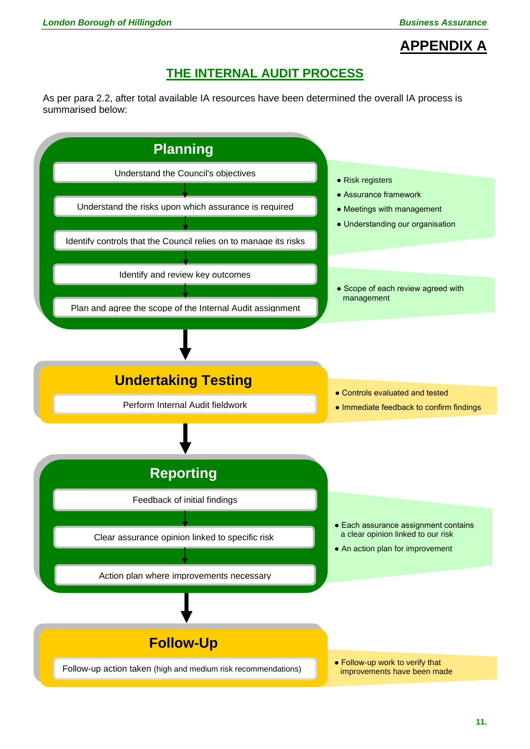# APPENDIX A

## THE INTERNAL AUDIT PROCESS

As per para 2.2, after total available IA resources have been determined the overall IA process is summarised below:

### Planning

- Understand the Council's objectives
- Understand the risks upon which assurance is required
- Identify controls that the Council relies on to manage its risks
- Identify and review key outcomes
- Plan and agree the scope of the Internal Audit assignment

- Risk registers
- Assurance framework
- Meetings with management
- Understanding our organisation

- Scope of each review agreed with management

### Undertaking Testing

- Perform Internal Audit fieldwork

- Controls evaluated and tested
- Immediate feedback to confirm findings

### Reporting

- Feedback of initial findings
- Clear assurance opinion linked to specific risk
- Action plan where improvements necessary

- Each assurance assignment contains a clear opinion linked to our risk
- An action plan for improvement

### Follow-Up

- Follow-up action taken (high and medium risk recommendations)

- Follow-up work to verify that improvements have been made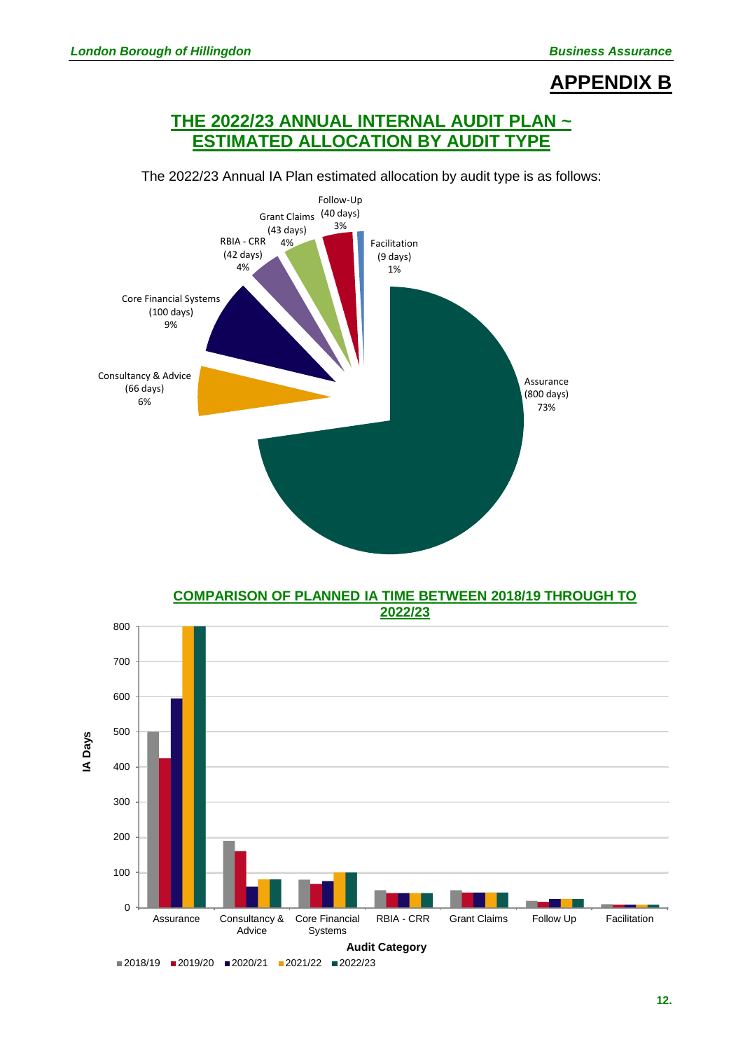# APPENDIX B

## THE 2022/23 ANNUAL INTERNAL AUDIT PLAN ~ ESTIMATED ALLOCATION BY AUDIT TYPE

The 2022/23 Annual IA Plan estimated allocation by audit type is as follows:

Assurance (800 days) 73%

Consultancy & Advice (66 days) 6%

Core Financial Systems (100 days) 9%

RBIA - CRR (42 days) 4%

Grant Claims (43 days) 4%

Follow-Up (40 days) 3%

Facilitation (9 days) 1%

## COMPARISON OF PLANNED IA TIME BETWEEN 2018/19 THROUGH TO 2022/23

IA Days

Assurance, Consultancy & Advice, Core Financial Systems, RBIA - CRR, Grant Claims, Follow Up, Facilitation

Audit Category

2018/19, 2019/20, 2020/21, 2021/22, 2022/23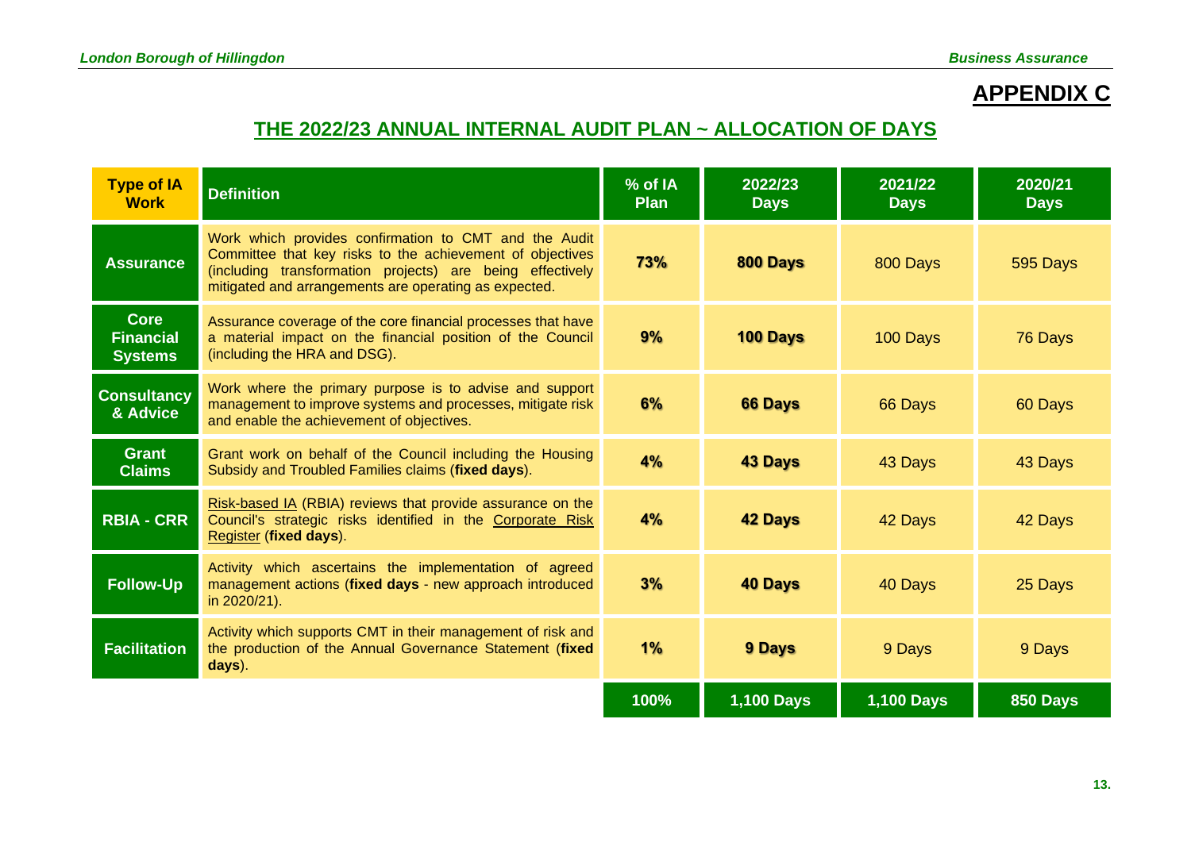# APPENDIX C

## THE 2022/23 ANNUAL INTERNAL AUDIT PLAN ~ ALLOCATION OF DAYS

| Type of IA Work | Definition | % of IA Plan | 2022/23 Days | 2021/22 Days | 2020/21 Days |
|---|---|---|---|---|---|
| **Assurance** | Work which provides confirmation to CMT and the Audit Committee that key risks to the achievement of objectives (including transformation projects) are being effectively mitigated and arrangements are operating as expected. | **73%** | **800 Days** | 800 Days | 595 Days |
| **Core Financial Systems** | Assurance coverage of the core financial processes that have a material impact on the financial position of the Council (including the HRA and DSG). | **9%** | **100 Days** | 100 Days | 76 Days |
| **Consultancy & Advice** | Work where the primary purpose is to advise and support management to improve systems and processes, mitigate risk and enable the achievement of objectives. | **6%** | **66 Days** | 66 Days | 60 Days |
| **Grant Claims** | Grant work on behalf of the Council including the Housing Subsidy and Troubled Families claims (**fixed days**). | **4%** | **43 Days** | 43 Days | 43 Days |
| **RBIA - CRR** | Risk-based IA (RBIA) reviews that provide assurance on the Council's strategic risks identified in the Corporate Risk Register (**fixed days**). | **4%** | **42 Days** | 42 Days | 42 Days |
| **Follow-Up** | Activity which ascertains the implementation of agreed management actions (**fixed days** - new approach introduced in 2020/21). | **3%** | **40 Days** | 40 Days | 25 Days |
| **Facilitation** | Activity which supports CMT in their management of risk and the production of the Annual Governance Statement (**fixed days**). | **1%** | **9 Days** | 9 Days | 9 Days |
| | | **100%** | **1,100 Days** | **1,100 Days** | **850 Days** |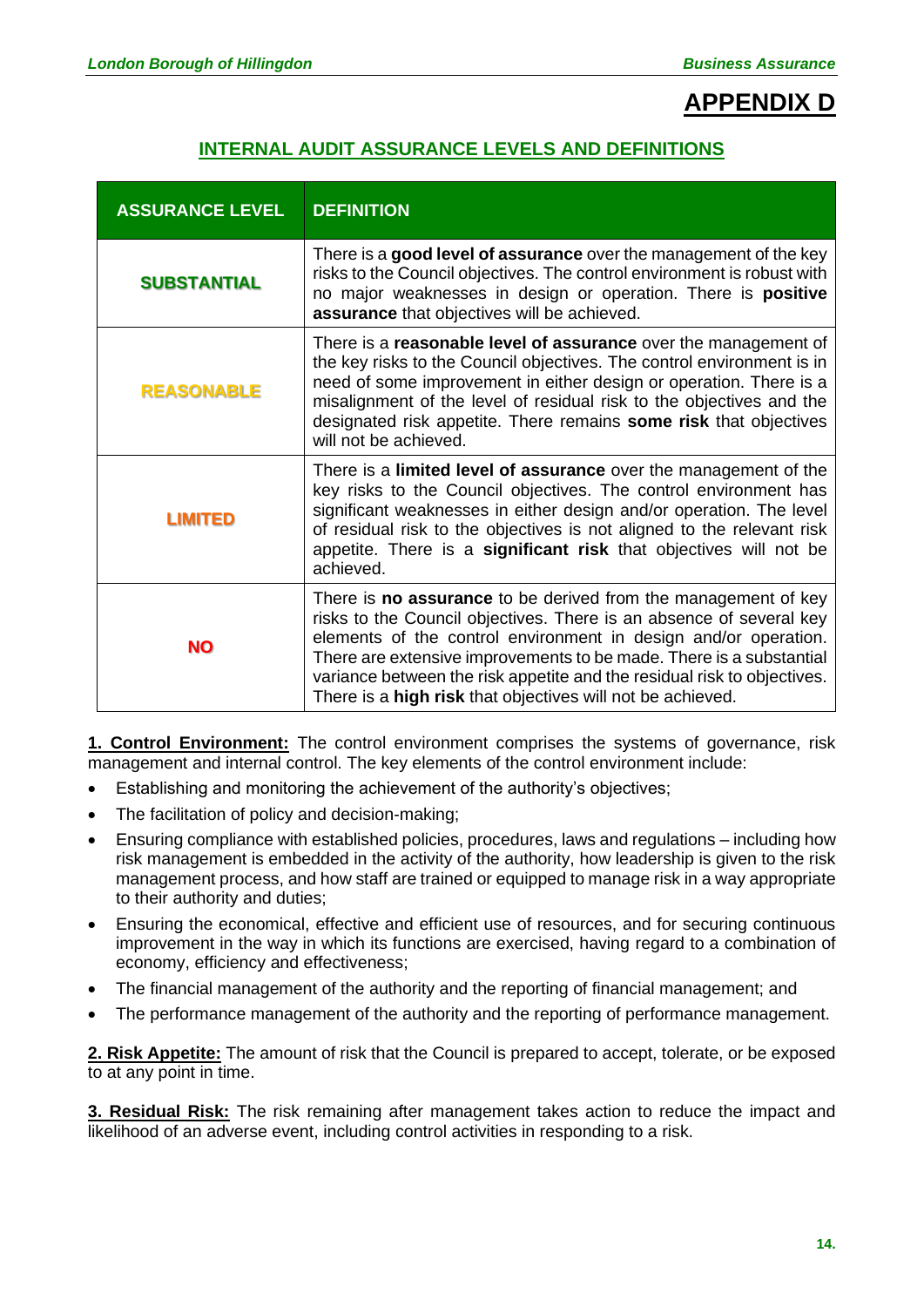# APPENDIX D

## INTERNAL AUDIT ASSURANCE LEVELS AND DEFINITIONS

| ASSURANCE LEVEL | DEFINITION |
|---|---|
| **SUBSTANTIAL** | There is a **good level of assurance** over the management of the key risks to the Council objectives. The control environment is robust with no major weaknesses in design or operation. There is **positive assurance** that objectives will be achieved. |
| **REASONABLE** | There is a **reasonable level of assurance** over the management of the key risks to the Council objectives. The control environment is in need of some improvement in either design or operation. There is a misalignment of the level of residual risk to the objectives and the designated risk appetite. There remains **some risk** that objectives will not be achieved. |
| **LIMITED** | There is a **limited level of assurance** over the management of the key risks to the Council objectives. The control environment has significant weaknesses in either design and/or operation. The level of residual risk to the objectives is not aligned to the relevant risk appetite. There is a **significant risk** that objectives will not be achieved. |
| **NO** | There is **no assurance** to be derived from the management of key risks to the Council objectives. There is an absence of several key elements of the control environment in design and/or operation. There are extensive improvements to be made. There is a substantial variance between the risk appetite and the residual risk to objectives. There is a **high risk** that objectives will not be achieved. |

**1. Control Environment:** The control environment comprises the systems of governance, risk management and internal control. The key elements of the control environment include:

- Establishing and monitoring the achievement of the authority's objectives;
- The facilitation of policy and decision-making;
- Ensuring compliance with established policies, procedures, laws and regulations – including how risk management is embedded in the activity of the authority, how leadership is given to the risk management process, and how staff are trained or equipped to manage risk in a way appropriate to their authority and duties;
- Ensuring the economical, effective and efficient use of resources, and for securing continuous improvement in the way in which its functions are exercised, having regard to a combination of economy, efficiency and effectiveness;
- The financial management of the authority and the reporting of financial management; and
- The performance management of the authority and the reporting of performance management.

**2. Risk Appetite:** The amount of risk that the Council is prepared to accept, tolerate, or be exposed to at any point in time.

**3. Residual Risk:** The risk remaining after management takes action to reduce the impact and likelihood of an adverse event, including control activities in responding to a risk.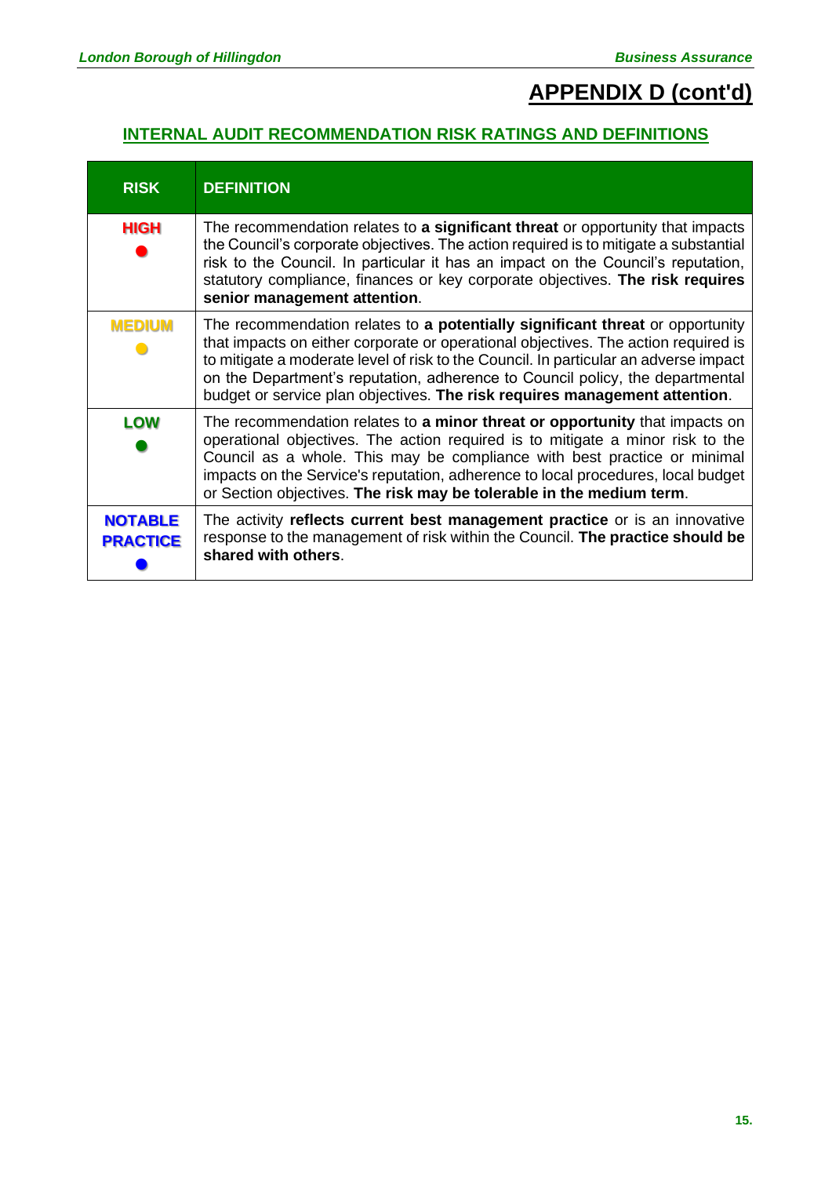# APPENDIX D (cont'd)

## INTERNAL AUDIT RECOMMENDATION RISK RATINGS AND DEFINITIONS

| RISK | DEFINITION |
|---|---|
| **HIGH** ● | The recommendation relates to **a significant threat** or opportunity that impacts the Council's corporate objectives. The action required is to mitigate a substantial risk to the Council. In particular it has an impact on the Council's reputation, statutory compliance, finances or key corporate objectives. **The risk requires senior management attention**. |
| **MEDIUM** ● | The recommendation relates to **a potentially significant threat** or opportunity that impacts on either corporate or operational objectives. The action required is to mitigate a moderate level of risk to the Council. In particular an adverse impact on the Department's reputation, adherence to Council policy, the departmental budget or service plan objectives. **The risk requires management attention**. |
| **LOW** ● | The recommendation relates to **a minor threat or opportunity** that impacts on operational objectives. The action required is to mitigate a minor risk to the Council as a whole. This may be compliance with best practice or minimal impacts on the Service's reputation, adherence to local procedures, local budget or Section objectives. **The risk may be tolerable in the medium term**. |
| **NOTABLE PRACTICE** ● | The activity **reflects current best management practice** or is an innovative response to the management of risk within the Council. **The practice should be shared with others**. |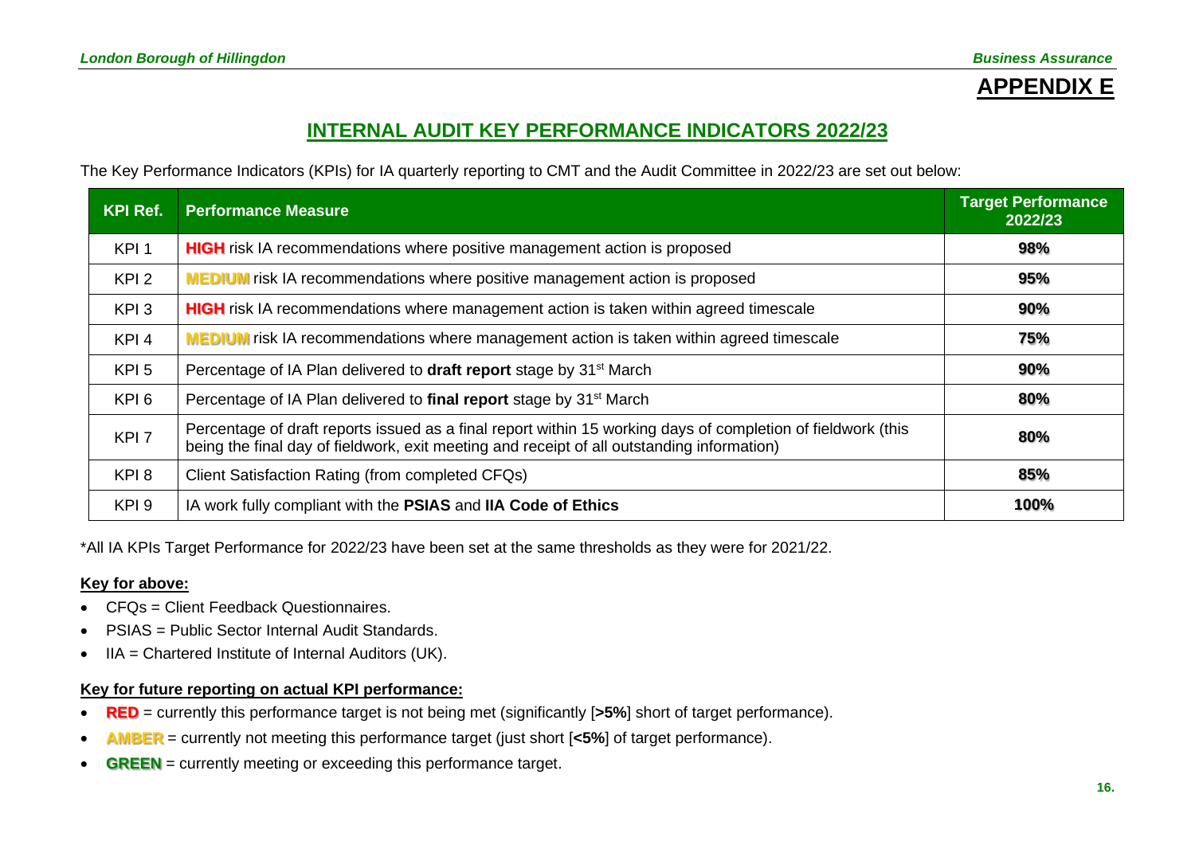# APPENDIX E

## INTERNAL AUDIT KEY PERFORMANCE INDICATORS 2022/23

The Key Performance Indicators (KPIs) for IA quarterly reporting to CMT and the Audit Committee in 2022/23 are set out below:

| KPI Ref. | Performance Measure | Target Performance 2022/23 |
|---|---|---|
| KPI 1 | **HIGH** risk IA recommendations where positive management action is proposed | **98%** |
| KPI 2 | **MEDIUM** risk IA recommendations where positive management action is proposed | **95%** |
| KPI 3 | **HIGH** risk IA recommendations where management action is taken within agreed timescale | **90%** |
| KPI 4 | **MEDIUM** risk IA recommendations where management action is taken within agreed timescale | **75%** |
| KPI 5 | Percentage of IA Plan delivered to **draft report** stage by 31st March | **90%** |
| KPI 6 | Percentage of IA Plan delivered to **final report** stage by 31st March | **80%** |
| KPI 7 | Percentage of draft reports issued as a final report within 15 working days of completion of fieldwork (this being the final day of fieldwork, exit meeting and receipt of all outstanding information) | **80%** |
| KPI 8 | Client Satisfaction Rating (from completed CFQs) | **85%** |
| KPI 9 | IA work fully compliant with the **PSIAS** and **IIA Code of Ethics** | **100%** |

*All IA KPIs Target Performance for 2022/23 have been set at the same thresholds as they were for 2021/22.

**Key for above:**

- CFQs = Client Feedback Questionnaires.
- PSIAS = Public Sector Internal Audit Standards.
- IIA = Chartered Institute of Internal Auditors (UK).

**Key for future reporting on actual KPI performance:**

- **RED** = currently this performance target is not being met (significantly [**>5%**] short of target performance).
- **AMBER** = currently not meeting this performance target (just short [**<5%**] of target performance).
- **GREEN** = currently meeting or exceeding this performance target.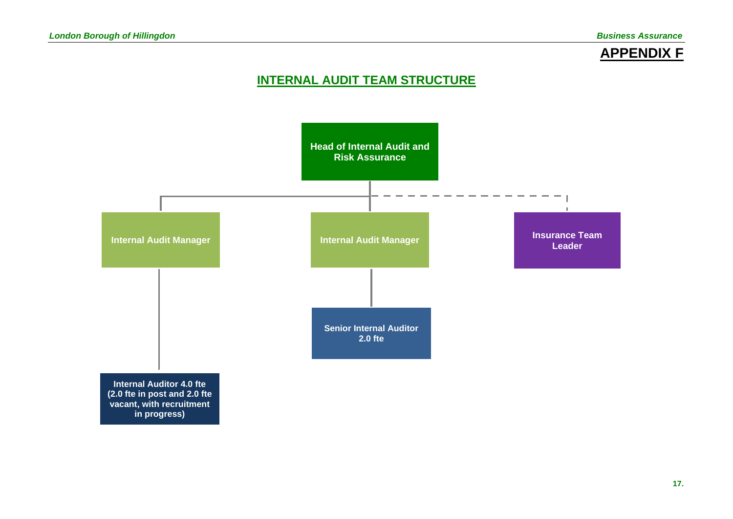**APPENDIX F**

## INTERNAL AUDIT TEAM STRUCTURE

Head of Internal Audit and Risk Assurance

Internal Audit Manager

Internal Audit Manager

Insurance Team Leader

Senior Internal Auditor 2.0 fte

Internal Auditor 4.0 fte (2.0 fte in post and 2.0 fte vacant, with recruitment in progress)